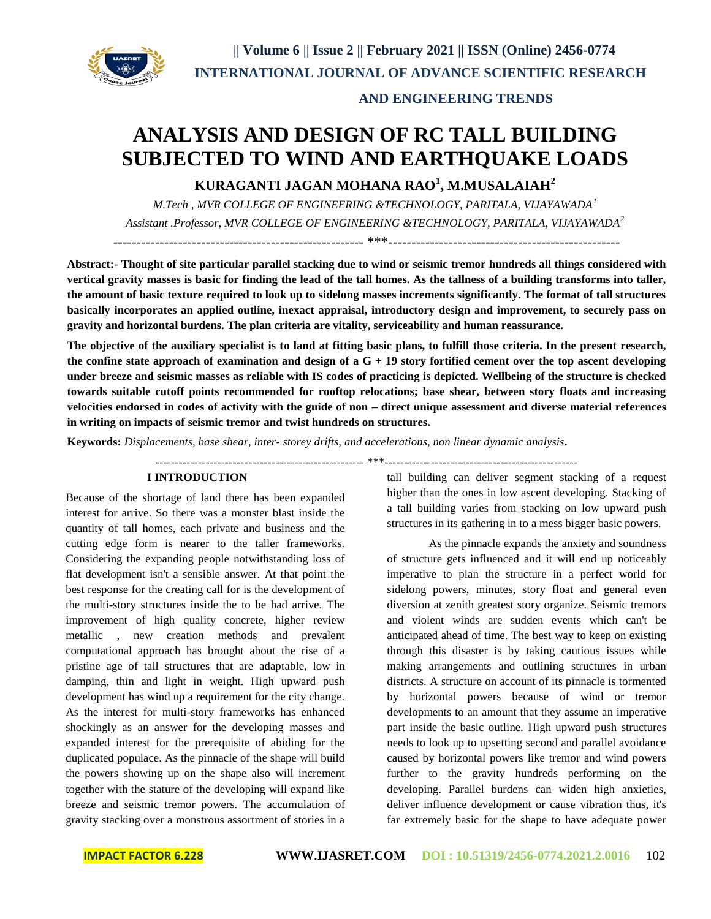# ANALYSIS AND DESIGN OF RC TALL BUILDING SUBJECTED TO WIND AND EARTHQUAKE LOADS

**KURAGANTI JAGAN MOHANA RAO[1], M.MUSALAIAH[2]**

*M.Tech , MVR COLLEGE OF ENGINEERING &TECHNOLOGY, PARITALA, VIJAYAWADA[1]*

*Assistant .Professor, MVR COLLEGE OF ENGINEERING &TECHNOLOGY, PARITALA, VIJAYAWADA[2]*

---

**Abstract:- Thought of site particular parallel stacking due to wind or seismic tremor hundreds all things considered with vertical gravity masses is basic for finding the lead of the tall homes. As the tallness of a building transforms into taller, the amount of basic texture required to look up to sidelong masses increments significantly. The format of tall structures basically incorporates an applied outline, inexact appraisal, introductory design and improvement, to securely pass on gravity and horizontal burdens. The plan criteria are vitality, serviceability and human reassurance.**

**The objective of the auxiliary specialist is to land at fitting basic plans, to fulfill those criteria. In the present research, the confine state approach of examination and design of a G + 19 story fortified cement over the top ascent developing under breeze and seismic masses as reliable with IS codes of practicing is depicted. Wellbeing of the structure is checked towards suitable cutoff points recommended for rooftop relocations; base shear, between story floats and increasing velocities endorsed in codes of activity with the guide of non – direct unique assessment and diverse material references in writing on impacts of seismic tremor and twist hundreds on structures.**

**Keywords:** *Displacements, base shear, inter- storey drifts, and accelerations, non linear dynamic analysis***.**

---

## I INTRODUCTION

Because of the shortage of land there has been expanded interest for arrive. So there was a monster blast inside the quantity of tall homes, each private and business and the cutting edge form is nearer to the taller frameworks. Considering the expanding people notwithstanding loss of flat development isn't a sensible answer. At that point the best response for the creating call for is the development of the multi-story structures inside the to be had arrive. The improvement of high quality concrete, higher review metallic , new creation methods and prevalent computational approach has brought about the rise of a pristine age of tall structures that are adaptable, low in damping, thin and light in weight. High upward push development has wind up a requirement for the city change. As the interest for multi-story frameworks has enhanced shockingly as an answer for the developing masses and expanded interest for the prerequisite of abiding for the duplicated populace. As the pinnacle of the shape will build the powers showing up on the shape also will increment together with the stature of the developing will expand like breeze and seismic tremor powers. The accumulation of gravity stacking over a monstrous assortment of stories in a tall building can deliver segment stacking of a request higher than the ones in low ascent developing. Stacking of a tall building varies from stacking on low upward push structures in its gathering in to a mess bigger basic powers.

As the pinnacle expands the anxiety and soundness of structure gets influenced and it will end up noticeably imperative to plan the structure in a perfect world for sidelong powers, minutes, story float and general even diversion at zenith greatest story organize. Seismic tremors and violent winds are sudden events which can't be anticipated ahead of time. The best way to keep on existing through this disaster is by taking cautious issues while making arrangements and outlining structures in urban districts. A structure on account of its pinnacle is tormented by horizontal powers because of wind or tremor developments to an amount that they assume an imperative part inside the basic outline. High upward push structures needs to look up to upsetting second and parallel avoidance caused by horizontal powers like tremor and wind powers further to the gravity hundreds performing on the developing. Parallel burdens can widen high anxieties, deliver influence development or cause vibration thus, it's far extremely basic for the shape to have adequate power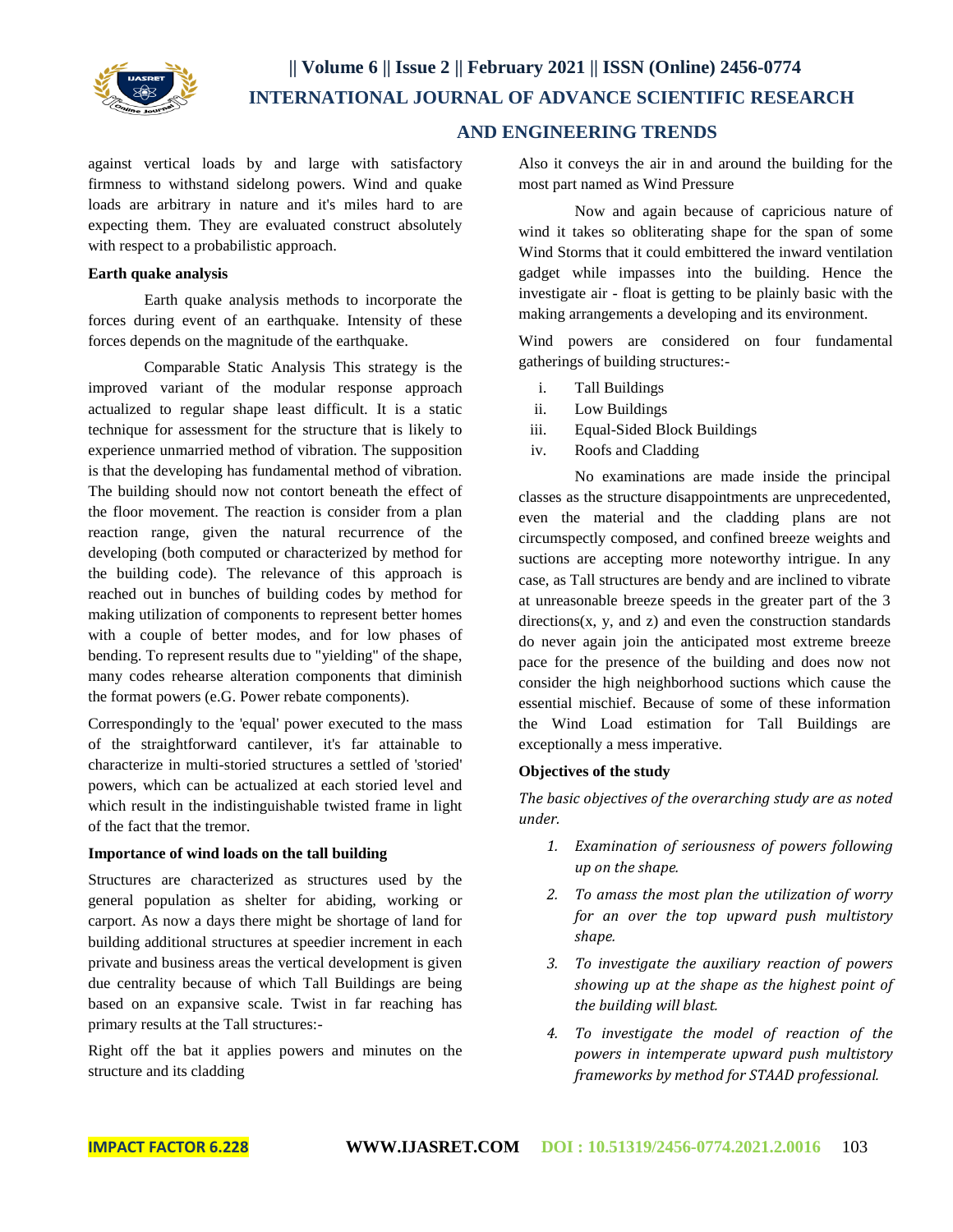against vertical loads by and large with satisfactory firmness to withstand sidelong powers. Wind and quake loads are arbitrary in nature and it's miles hard to are expecting them. They are evaluated construct absolutely with respect to a probabilistic approach.

**Earth quake analysis**

Earth quake analysis methods to incorporate the forces during event of an earthquake. Intensity of these forces depends on the magnitude of the earthquake.

Comparable Static Analysis This strategy is the improved variant of the modular response approach actualized to regular shape least difficult. It is a static technique for assessment for the structure that is likely to experience unmarried method of vibration. The supposition is that the developing has fundamental method of vibration. The building should now not contort beneath the effect of the floor movement. The reaction is consider from a plan reaction range, given the natural recurrence of the developing (both computed or characterized by method for the building code). The relevance of this approach is reached out in bunches of building codes by method for making utilization of components to represent better homes with a couple of better modes, and for low phases of bending. To represent results due to "yielding" of the shape, many codes rehearse alteration components that diminish the format powers (e.G. Power rebate components).

Correspondingly to the 'equal' power executed to the mass of the straightforward cantilever, it's far attainable to characterize in multi-storied structures a settled of 'storied' powers, which can be actualized at each storied level and which result in the indistinguishable twisted frame in light of the fact that the tremor.

**Importance of wind loads on the tall building**

Structures are characterized as structures used by the general population as shelter for abiding, working or carport. As now a days there might be shortage of land for building additional structures at speedier increment in each private and business areas the vertical development is given due centrality because of which Tall Buildings are being based on an expansive scale. Twist in far reaching has primary results at the Tall structures:-

Right off the bat it applies powers and minutes on the structure and its cladding

Also it conveys the air in and around the building for the most part named as Wind Pressure

Now and again because of capricious nature of wind it takes so obliterating shape for the span of some Wind Storms that it could embittered the inward ventilation gadget while impasses into the building. Hence the investigate air - float is getting to be plainly basic with the making arrangements a developing and its environment.

Wind powers are considered on four fundamental gatherings of building structures:-

i. Tall Buildings
ii. Low Buildings
iii. Equal-Sided Block Buildings
iv. Roofs and Cladding

No examinations are made inside the principal classes as the structure disappointments are unprecedented, even the material and the cladding plans are not circumspectly composed, and confined breeze weights and suctions are accepting more noteworthy intrigue. In any case, as Tall structures are bendy and are inclined to vibrate at unreasonable breeze speeds in the greater part of the 3 directions(x, y, and z) and even the construction standards do never again join the anticipated most extreme breeze pace for the presence of the building and does now not consider the high neighborhood suctions which cause the essential mischief. Because of some of these information the Wind Load estimation for Tall Buildings are exceptionally a mess imperative.

**Objectives of the study**

*The basic objectives of the overarching study are as noted under.*

1. *Examination of seriousness of powers following up on the shape.*
2. *To amass the most plan the utilization of worry for an over the top upward push multistory shape.*
3. *To investigate the auxiliary reaction of powers showing up at the shape as the highest point of the building will blast.*
4. *To investigate the model of reaction of the powers in intemperate upward push multistory frameworks by method for STAAD professional.*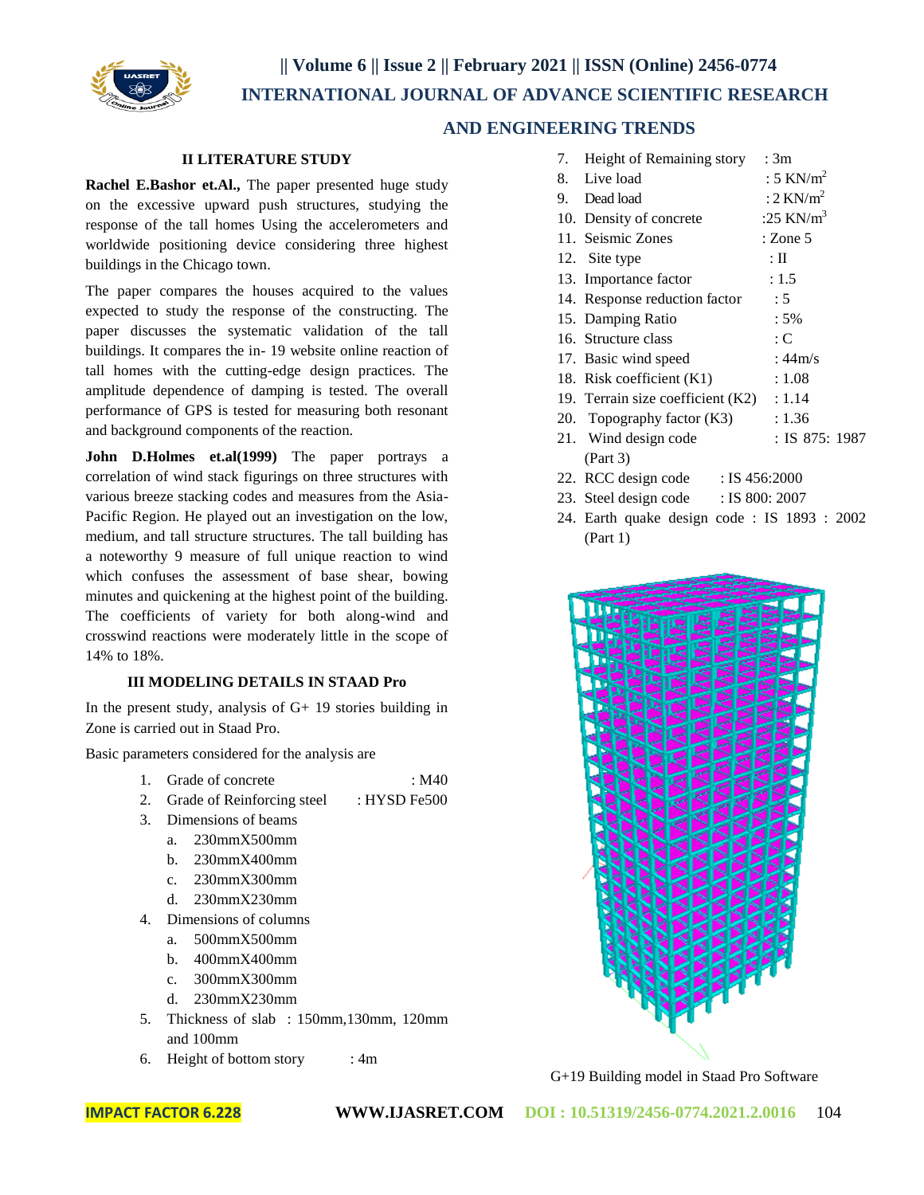## II LITERATURE STUDY

**Rachel E.Bashor et.Al.,** The paper presented huge study on the excessive upward push structures, studying the response of the tall homes Using the accelerometers and worldwide positioning device considering three highest buildings in the Chicago town.

The paper compares the houses acquired to the values expected to study the response of the constructing. The paper discusses the systematic validation of the tall buildings. It compares the in- 19 website online reaction of tall homes with the cutting-edge design practices. The amplitude dependence of damping is tested. The overall performance of GPS is tested for measuring both resonant and background components of the reaction.

**John D.Holmes et.al(1999)** The paper portrays a correlation of wind stack figurings on three structures with various breeze stacking codes and measures from the Asia-Pacific Region. He played out an investigation on the low, medium, and tall structure structures. The tall building has a noteworthy 9 measure of full unique reaction to wind which confuses the assessment of base shear, bowing minutes and quickening at the highest point of the building. The coefficients of variety for both along-wind and crosswind reactions were moderately little in the scope of 14% to 18%.

## III MODELING DETAILS IN STAAD Pro

In the present study, analysis of G+ 19 stories building in Zone is carried out in Staad Pro.

Basic parameters considered for the analysis are

1. Grade of concrete : M40
2. Grade of Reinforcing steel : HYSD Fe500
3. Dimensions of beams
   a. 230mmX500mm
   b. 230mmX400mm
   c. 230mmX300mm
   d. 230mmX230mm
4. Dimensions of columns
   a. 500mmX500mm
   b. 400mmX400mm
   c. 300mmX300mm
   d. 230mmX230mm
5. Thickness of slab : 150mm,130mm, 120mm and 100mm
6. Height of bottom story : 4m
7. Height of Remaining story : 3m
8. Live load : 5 KN/m$^2$
9. Dead load : 2 KN/m$^2$
10. Density of concrete :25 KN/m$^3$
11. Seismic Zones : Zone 5
12. Site type : II
13. Importance factor : 1.5
14. Response reduction factor : 5
15. Damping Ratio : 5%
16. Structure class : C
17. Basic wind speed : 44m/s
18. Risk coefficient (K1) : 1.08
19. Terrain size coefficient (K2) : 1.14
20. Topography factor (K3) : 1.36
21. Wind design code : IS 875: 1987 (Part 3)
22. RCC design code : IS 456:2000
23. Steel design code : IS 800: 2007
24. Earth quake design code : IS 1893 : 2002 (Part 1)

G+19 Building model in Staad Pro Software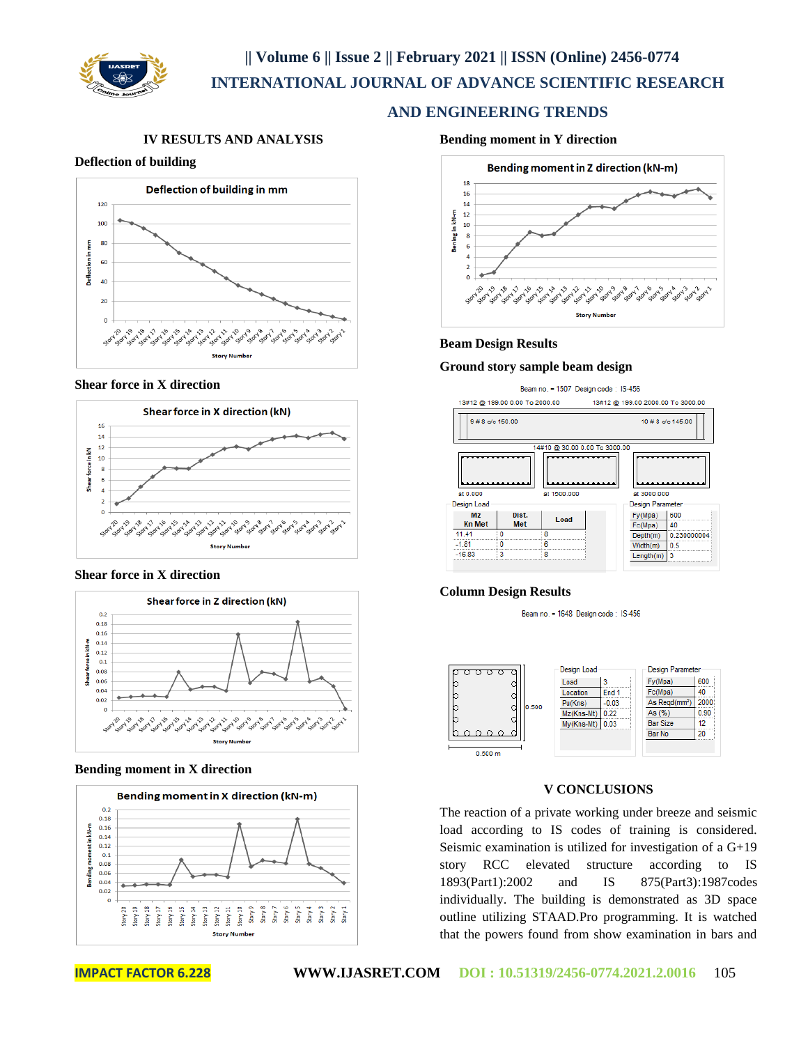## IV RESULTS AND ANALYSIS

### Deflection of building

### Shear force in X direction

### Shear force in X direction

### Bending moment in X direction

### Bending moment in Y direction

### Beam Design Results

### Ground story sample beam design

### Column Design Results

## V CONCLUSIONS

The reaction of a private working under breeze and seismic load according to IS codes of training is considered. Seismic examination is utilized for investigation of a G+19 story RCC elevated structure according to IS 1893(Part1):2002 and IS 875(Part3):1987codes individually. The building is demonstrated as 3D space outline utilizing STAAD.Pro programming. It is watched that the powers found from show examination in bars and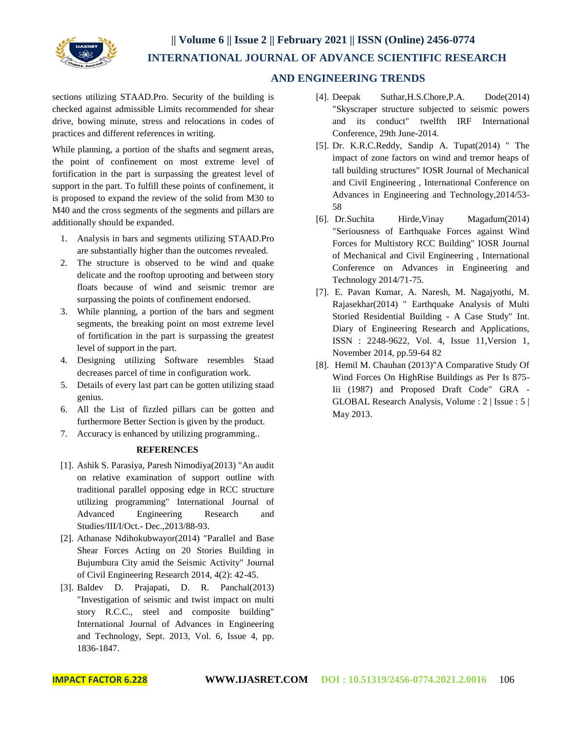sections utilizing STAAD.Pro. Security of the building is checked against admissible Limits recommended for shear drive, bowing minute, stress and relocations in codes of practices and different references in writing.

While planning, a portion of the shafts and segment areas, the point of confinement on most extreme level of fortification in the part is surpassing the greatest level of support in the part. To fulfill these points of confinement, it is proposed to expand the review of the solid from M30 to M40 and the cross segments of the segments and pillars are additionally should be expanded.

1. Analysis in bars and segments utilizing STAAD.Pro are substantially higher than the outcomes revealed.
2. The structure is observed to be wind and quake delicate and the rooftop uprooting and between story floats because of wind and seismic tremor are surpassing the points of confinement endorsed.
3. While planning, a portion of the bars and segment segments, the breaking point on most extreme level of fortification in the part is surpassing the greatest level of support in the part.
4. Designing utilizing Software resembles Staad decreases parcel of time in configuration work.
5. Details of every last part can be gotten utilizing staad genius.
6. All the List of fizzled pillars can be gotten and furthermore Better Section is given by the product.
7. Accuracy is enhanced by utilizing programming..

## REFERENCES

[1]. Ashik S. Parasiya, Paresh Nimodiya(2013) "An audit on relative examination of support outline with traditional parallel opposing edge in RCC structure utilizing programming" International Journal of Advanced Engineering Research and Studies/III/I/Oct.- Dec.,2013/88-93.

[2]. Athanase Ndihokubwayor(2014) "Parallel and Base Shear Forces Acting on 20 Stories Building in Bujumbura City amid the Seismic Activity" Journal of Civil Engineering Research 2014, 4(2): 42-45.

[3]. Baldev D. Prajapati, D. R. Panchal(2013) "Investigation of seismic and twist impact on multi story R.C.C., steel and composite building" International Journal of Advances in Engineering and Technology, Sept. 2013, Vol. 6, Issue 4, pp. 1836-1847.

[4]. Deepak Suthar,H.S.Chore,P.A. Dode(2014) "Skyscraper structure subjected to seismic powers and its conduct" twelfth IRF International Conference, 29th June-2014.

[5]. Dr. K.R.C.Reddy, Sandip A. Tupat(2014) " The impact of zone factors on wind and tremor heaps of tall building structures" IOSR Journal of Mechanical and Civil Engineering , International Conference on Advances in Engineering and Technology,2014/53-58

[6]. Dr.Suchita Hirde,Vinay Magadum(2014) "Seriousness of Earthquake Forces against Wind Forces for Multistory RCC Building" IOSR Journal of Mechanical and Civil Engineering , International Conference on Advances in Engineering and Technology 2014/71-75.

[7]. E. Pavan Kumar, A. Naresh, M. Nagajyothi, M. Rajasekhar(2014) " Earthquake Analysis of Multi Storied Residential Building - A Case Study" Int. Diary of Engineering Research and Applications, ISSN : 2248-9622, Vol. 4, Issue 11,Version 1, November 2014, pp.59-64 82

[8]. Hemil M. Chauhan (2013)"A Comparative Study Of Wind Forces On HighRise Buildings as Per Is 875-Iii (1987) and Proposed Draft Code" GRA - GLOBAL Research Analysis, Volume : 2 | Issue : 5 | May 2013.